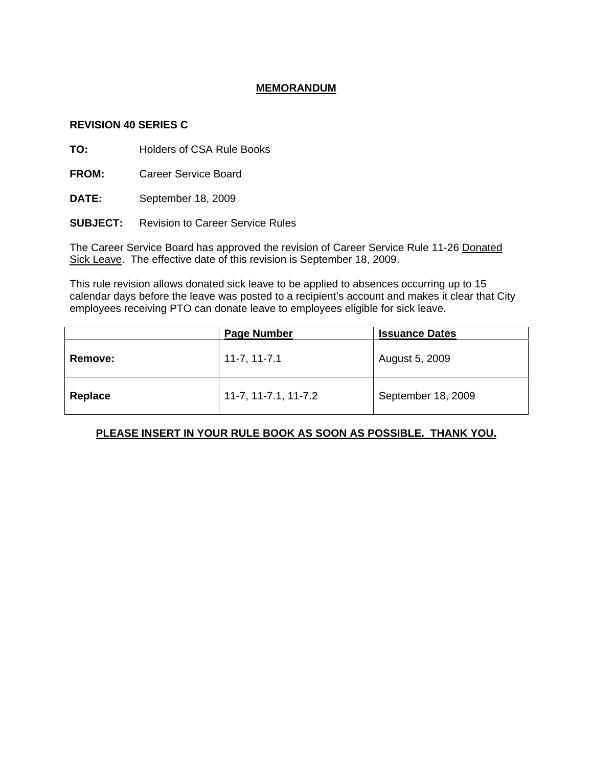# **MEMORANDUM**

**REVISION 40 SERIES C**

**TO:** Holders of CSA Rule Books

**FROM:** Career Service Board

**DATE:** September 18, 2009

**SUBJECT:** Revision to Career Service Rules

The Career Service Board has approved the revision of Career Service Rule 11-26 Donated Sick Leave. The effective date of this revision is September 18, 2009.

This rule revision allows donated sick leave to be applied to absences occurring up to 15 calendar days before the leave was posted to a recipient's account and makes it clear that City employees receiving PTO can donate leave to employees eligible for sick leave.

| | Page Number | Issuance Dates |
|---|---|---|
| **Remove:** | 11-7, 11-7.1 | August 5, 2009 |
| **Replace** | 11-7, 11-7.1, 11-7.2 | September 18, 2009 |

**PLEASE INSERT IN YOUR RULE BOOK AS SOON AS POSSIBLE. THANK YOU.**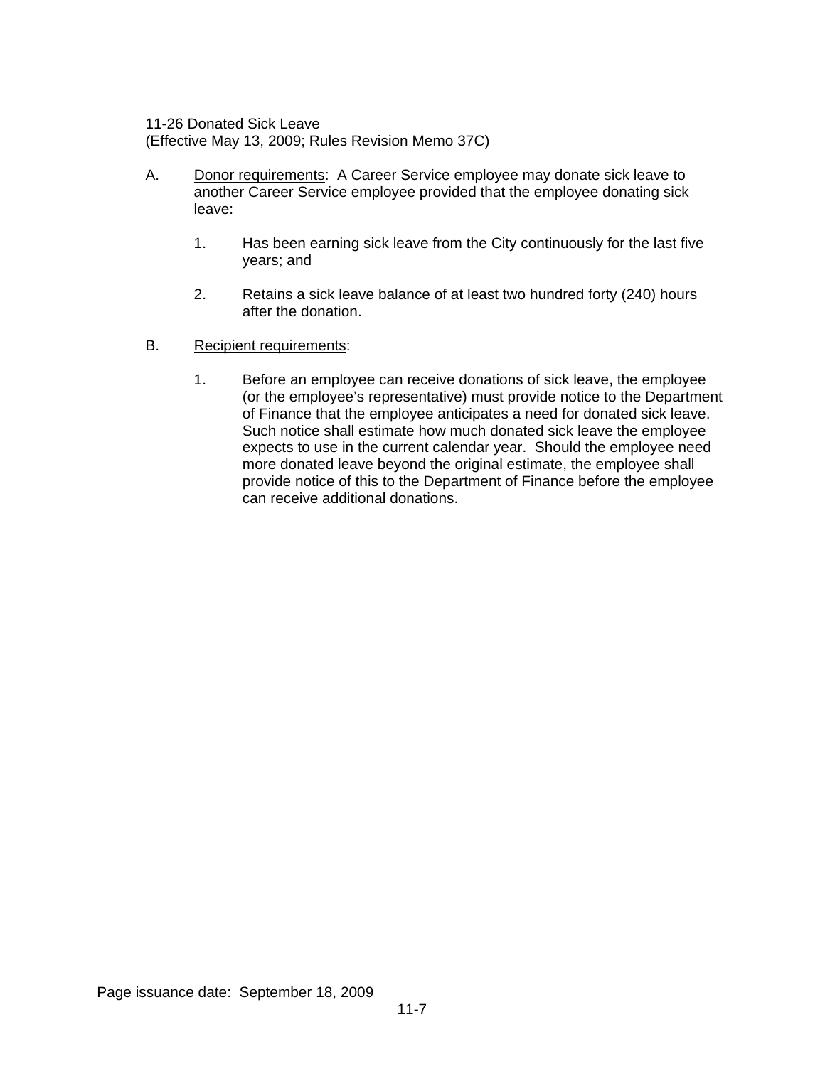11-26 Donated Sick Leave
(Effective May 13, 2009; Rules Revision Memo 37C)

A. Donor requirements: A Career Service employee may donate sick leave to another Career Service employee provided that the employee donating sick leave:

   1. Has been earning sick leave from the City continuously for the last five years; and

   2. Retains a sick leave balance of at least two hundred forty (240) hours after the donation.

B. Recipient requirements:

   1. Before an employee can receive donations of sick leave, the employee (or the employee's representative) must provide notice to the Department of Finance that the employee anticipates a need for donated sick leave. Such notice shall estimate how much donated sick leave the employee expects to use in the current calendar year. Should the employee need more donated leave beyond the original estimate, the employee shall provide notice of this to the Department of Finance before the employee can receive additional donations.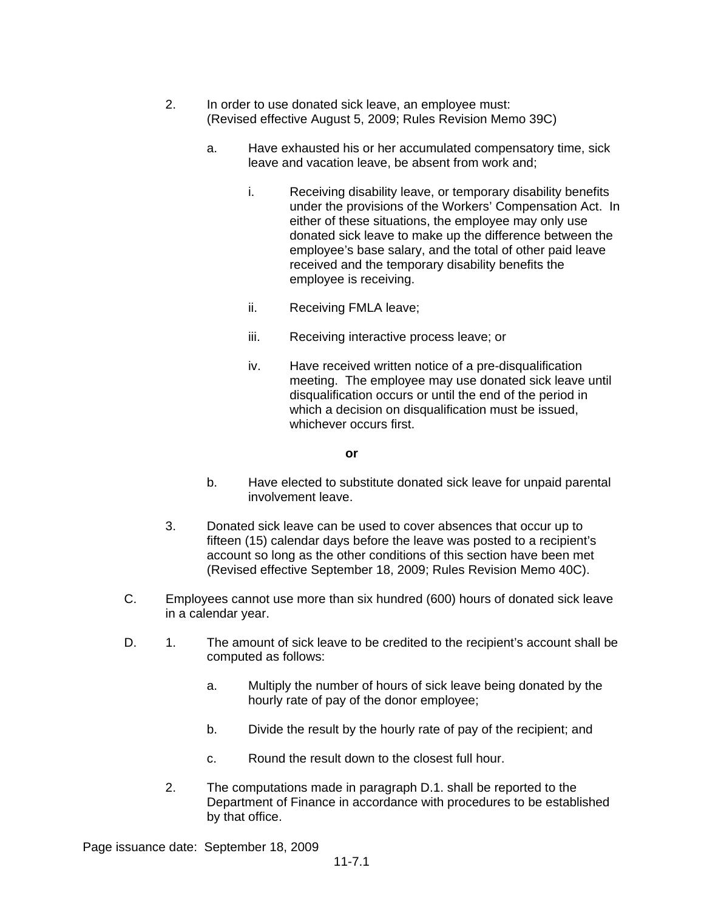2. In order to use donated sick leave, an employee must: (Revised effective August 5, 2009; Rules Revision Memo 39C)

   a. Have exhausted his or her accumulated compensatory time, sick leave and vacation leave, be absent from work and;

      i. Receiving disability leave, or temporary disability benefits under the provisions of the Workers' Compensation Act. In either of these situations, the employee may only use donated sick leave to make up the difference between the employee's base salary, and the total of other paid leave received and the temporary disability benefits the employee is receiving.

      ii. Receiving FMLA leave;

      iii. Receiving interactive process leave; or

      iv. Have received written notice of a pre-disqualification meeting. The employee may use donated sick leave until disqualification occurs or until the end of the period in which a decision on disqualification must be issued, whichever occurs first.

   **or**

   b. Have elected to substitute donated sick leave for unpaid parental involvement leave.

3. Donated sick leave can be used to cover absences that occur up to fifteen (15) calendar days before the leave was posted to a recipient's account so long as the other conditions of this section have been met (Revised effective September 18, 2009; Rules Revision Memo 40C).

C. Employees cannot use more than six hundred (600) hours of donated sick leave in a calendar year.

D. 1. The amount of sick leave to be credited to the recipient's account shall be computed as follows:

   a. Multiply the number of hours of sick leave being donated by the hourly rate of pay of the donor employee;

   b. Divide the result by the hourly rate of pay of the recipient; and

   c. Round the result down to the closest full hour.

2. The computations made in paragraph D.1. shall be reported to the Department of Finance in accordance with procedures to be established by that office.

Page issuance date: September 18, 2009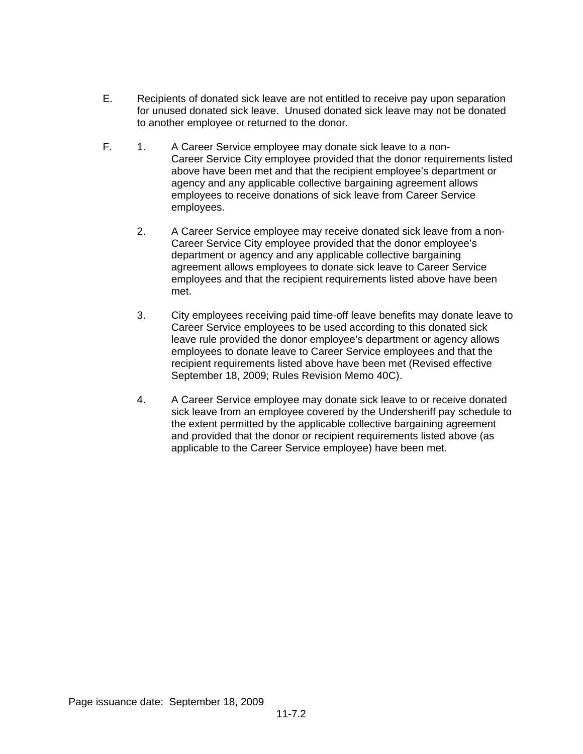E. Recipients of donated sick leave are not entitled to receive pay upon separation for unused donated sick leave. Unused donated sick leave may not be donated to another employee or returned to the donor.

F. 1. A Career Service employee may donate sick leave to a non-Career Service City employee provided that the donor requirements listed above have been met and that the recipient employee's department or agency and any applicable collective bargaining agreement allows employees to receive donations of sick leave from Career Service employees.

2. A Career Service employee may receive donated sick leave from a non-Career Service City employee provided that the donor employee's department or agency and any applicable collective bargaining agreement allows employees to donate sick leave to Career Service employees and that the recipient requirements listed above have been met.

3. City employees receiving paid time-off leave benefits may donate leave to Career Service employees to be used according to this donated sick leave rule provided the donor employee's department or agency allows employees to donate leave to Career Service employees and that the recipient requirements listed above have been met (Revised effective September 18, 2009; Rules Revision Memo 40C).

4. A Career Service employee may donate sick leave to or receive donated sick leave from an employee covered by the Undersheriff pay schedule to the extent permitted by the applicable collective bargaining agreement and provided that the donor or recipient requirements listed above (as applicable to the Career Service employee) have been met.

Page issuance date: September 18, 2009